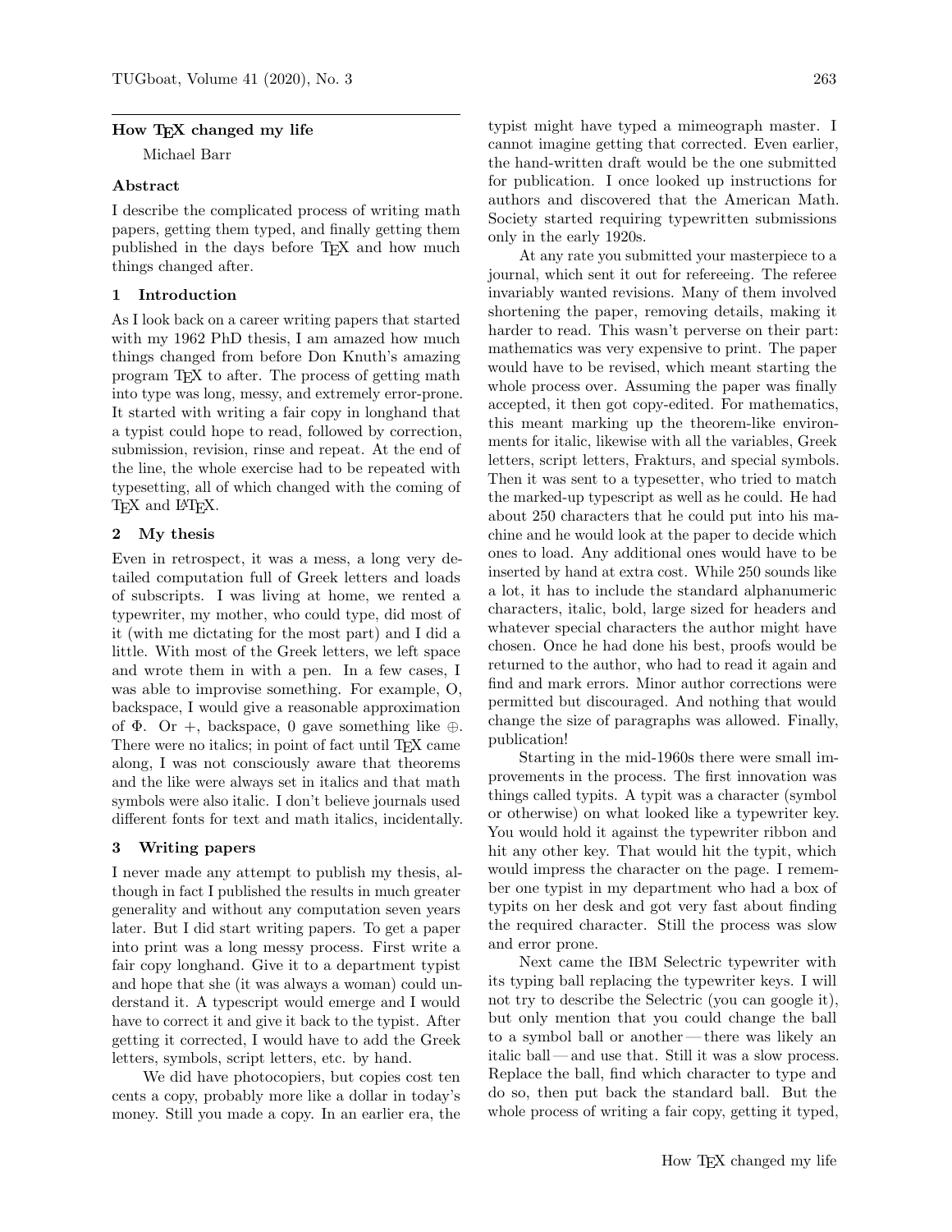## How TeX changed my life

Michael Barr

### Abstract

I describe the complicated process of writing math papers, getting them typed, and finally getting them published in the days before TeX and how much things changed after.

### 1 Introduction

As I look back on a career writing papers that started with my 1962 PhD thesis, I am amazed how much things changed from before Don Knuth's amazing program TeX to after. The process of getting math into type was long, messy, and extremely error-prone. It started with writing a fair copy in longhand that a typist could hope to read, followed by correction, submission, revision, rinse and repeat. At the end of the line, the whole exercise had to be repeated with typesetting, all of which changed with the coming of TeX and LaTeX.

### 2 My thesis

Even in retrospect, it was a mess, a long very detailed computation full of Greek letters and loads of subscripts. I was living at home, we rented a typewriter, my mother, who could type, did most of it (with me dictating for the most part) and I did a little. With most of the Greek letters, we left space and wrote them in with a pen. In a few cases, I was able to improvise something. For example, O, backspace, I would give a reasonable approximation of $\Phi$. Or +, backspace, 0 gave something like $\oplus$. There were no italics; in point of fact until TeX came along, I was not consciously aware that theorems and the like were always set in italics and that math symbols were also italic. I don't believe journals used different fonts for text and math italics, incidentally.

### 3 Writing papers

I never made any attempt to publish my thesis, although in fact I published the results in much greater generality and without any computation seven years later. But I did start writing papers. To get a paper into print was a long messy process. First write a fair copy longhand. Give it to a department typist and hope that she (it was always a woman) could understand it. A typescript would emerge and I would have to correct it and give it back to the typist. After getting it corrected, I would have to add the Greek letters, symbols, script letters, etc. by hand.

We did have photocopiers, but copies cost ten cents a copy, probably more like a dollar in today's money. Still you made a copy. In an earlier era, the typist might have typed a mimeograph master. I cannot imagine getting that corrected. Even earlier, the hand-written draft would be the one submitted for publication. I once looked up instructions for authors and discovered that the American Math. Society started requiring typewritten submissions only in the early 1920s.

At any rate you submitted your masterpiece to a journal, which sent it out for refereeing. The referee invariably wanted revisions. Many of them involved shortening the paper, removing details, making it harder to read. This wasn't perverse on their part: mathematics was very expensive to print. The paper would have to be revised, which meant starting the whole process over. Assuming the paper was finally accepted, it then got copy-edited. For mathematics, this meant marking up the theorem-like environments for italic, likewise with all the variables, Greek letters, script letters, Frakturs, and special symbols. Then it was sent to a typesetter, who tried to match the marked-up typescript as well as he could. He had about 250 characters that he could put into his machine and he would look at the paper to decide which ones to load. Any additional ones would have to be inserted by hand at extra cost. While 250 sounds like a lot, it has to include the standard alphanumeric characters, italic, bold, large sized for headers and whatever special characters the author might have chosen. Once he had done his best, proofs would be returned to the author, who had to read it again and find and mark errors. Minor author corrections were permitted but discouraged. And nothing that would change the size of paragraphs was allowed. Finally, publication!

Starting in the mid-1960s there were small improvements in the process. The first innovation was things called typits. A typit was a character (symbol or otherwise) on what looked like a typewriter key. You would hold it against the typewriter ribbon and hit any other key. That would hit the typit, which would impress the character on the page. I remember one typist in my department who had a box of typits on her desk and got very fast about finding the required character. Still the process was slow and error prone.

Next came the IBM Selectric typewriter with its typing ball replacing the typewriter keys. I will not try to describe the Selectric (you can google it), but only mention that you could change the ball to a symbol ball or another — there was likely an italic ball — and use that. Still it was a slow process. Replace the ball, find which character to type and do so, then put back the standard ball. But the whole process of writing a fair copy, getting it typed,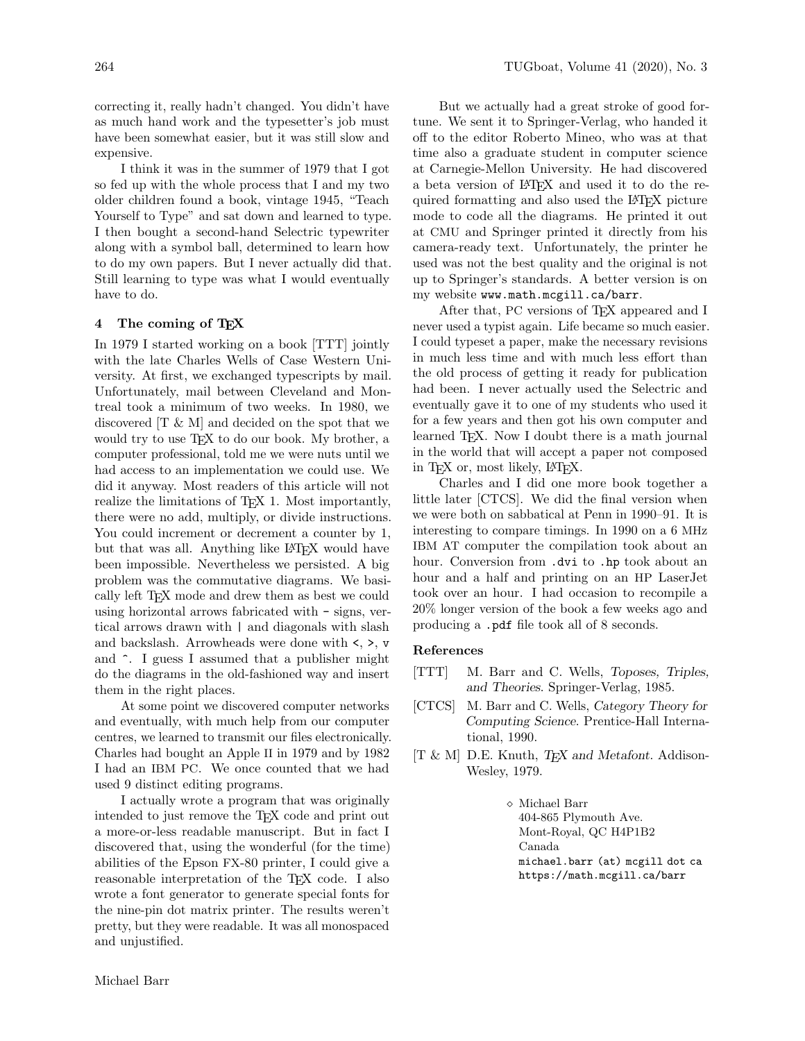correcting it, really hadn't changed. You didn't have as much hand work and the typesetter's job must have been somewhat easier, but it was still slow and expensive.

I think it was in the summer of 1979 that I got so fed up with the whole process that I and my two older children found a book, vintage 1945, "Teach Yourself to Type" and sat down and learned to type. I then bought a second-hand Selectric typewriter along with a symbol ball, determined to learn how to do my own papers. But I never actually did that. Still learning to type was what I would eventually have to do.

## 4 The coming of TeX

In 1979 I started working on a book [TTT] jointly with the late Charles Wells of Case Western University. At first, we exchanged typescripts by mail. Unfortunately, mail between Cleveland and Montreal took a minimum of two weeks. In 1980, we discovered [T & M] and decided on the spot that we would try to use TeX to do our book. My brother, a computer professional, told me we were nuts until we had access to an implementation we could use. We did it anyway. Most readers of this article will not realize the limitations of TeX 1. Most importantly, there were no add, multiply, or divide instructions. You could increment or decrement a counter by 1, but that was all. Anything like LaTeX would have been impossible. Nevertheless we persisted. A big problem was the commutative diagrams. We basically left TeX mode and drew them as best we could using horizontal arrows fabricated with `-` signs, vertical arrows drawn with `|` and diagonals with slash and backslash. Arrowheads were done with `<`, `>`, `v` and `^`. I guess I assumed that a publisher might do the diagrams in the old-fashioned way and insert them in the right places.

At some point we discovered computer networks and eventually, with much help from our computer centres, we learned to transmit our files electronically. Charles had bought an Apple II in 1979 and by 1982 I had an IBM PC. We once counted that we had used 9 distinct editing programs.

I actually wrote a program that was originally intended to just remove the TeX code and print out a more-or-less readable manuscript. But in fact I discovered that, using the wonderful (for the time) abilities of the Epson FX-80 printer, I could give a reasonable interpretation of the TeX code. I also wrote a font generator to generate special fonts for the nine-pin dot matrix printer. The results weren't pretty, but they were readable. It was all monospaced and unjustified.

But we actually had a great stroke of good fortune. We sent it to Springer-Verlag, who handed it off to the editor Roberto Mineo, who was at that time also a graduate student in computer science at Carnegie-Mellon University. He had discovered a beta version of LaTeX and used it to do the required formatting and also used the LaTeX picture mode to code all the diagrams. He printed it out at CMU and Springer printed it directly from his camera-ready text. Unfortunately, the printer he used was not the best quality and the original is not up to Springer's standards. A better version is on my website `www.math.mcgill.ca/barr`.

After that, PC versions of TeX appeared and I never used a typist again. Life became so much easier. I could typeset a paper, make the necessary revisions in much less time and with much less effort than the old process of getting it ready for publication had been. I never actually used the Selectric and eventually gave it to one of my students who used it for a few years and then got his own computer and learned TeX. Now I doubt there is a math journal in the world that will accept a paper not composed in TeX or, most likely, LaTeX.

Charles and I did one more book together a little later [CTCS]. We did the final version when we were both on sabbatical at Penn in 1990–91. It is interesting to compare timings. In 1990 on a 6 MHz IBM AT computer the compilation took about an hour. Conversion from `.dvi` to `.hp` took about an hour and a half and printing on an HP LaserJet took over an hour. I had occasion to recompile a 20% longer version of the book a few weeks ago and producing a `.pdf` file took all of 8 seconds.

### References

[TTT] M. Barr and C. Wells, *Toposes, Triples, and Theories*. Springer-Verlag, 1985.

[CTCS] M. Barr and C. Wells, *Category Theory for Computing Science*. Prentice-Hall International, 1990.

[T & M] D.E. Knuth, *TeX and Metafont*. Addison-Wesley, 1979.

◇ Michael Barr
404-865 Plymouth Ave.
Mont-Royal, QC H4P1B2
Canada
`michael.barr (at) mcgill dot ca`
`https://math.mcgill.ca/barr`